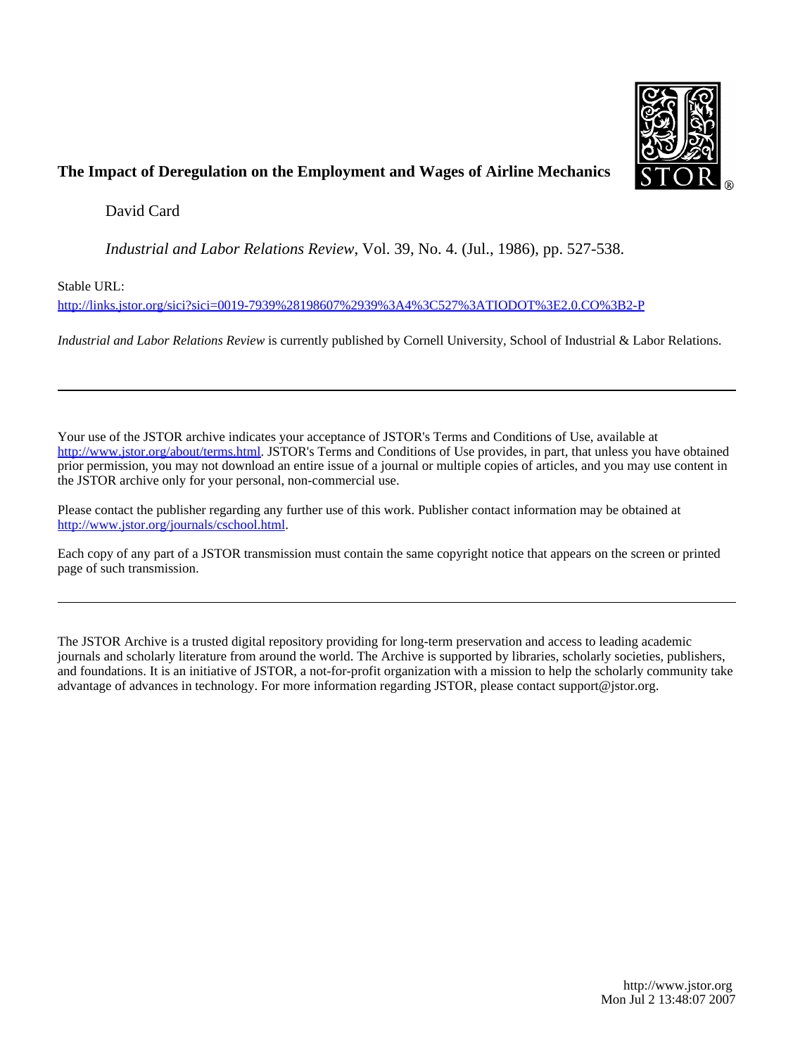**The Impact of Deregulation on the Employment and Wages of Airline Mechanics**

David Card

*Industrial and Labor Relations Review*, Vol. 39, No. 4. (Jul., 1986), pp. 527-538.

Stable URL:

http://links.jstor.org/sici?sici=0019-7939%28198607%2939%3A4%3C527%3ATIODOT%3E2.0.CO%3B2-P

*Industrial and Labor Relations Review* is currently published by Cornell University, School of Industrial & Labor Relations.

---

Your use of the JSTOR archive indicates your acceptance of JSTOR's Terms and Conditions of Use, available at http://www.jstor.org/about/terms.html. JSTOR's Terms and Conditions of Use provides, in part, that unless you have obtained prior permission, you may not download an entire issue of a journal or multiple copies of articles, and you may use content in the JSTOR archive only for your personal, non-commercial use.

Please contact the publisher regarding any further use of this work. Publisher contact information may be obtained at http://www.jstor.org/journals/cschool.html.

Each copy of any part of a JSTOR transmission must contain the same copyright notice that appears on the screen or printed page of such transmission.

---

The JSTOR Archive is a trusted digital repository providing for long-term preservation and access to leading academic journals and scholarly literature from around the world. The Archive is supported by libraries, scholarly societies, publishers, and foundations. It is an initiative of JSTOR, a not-for-profit organization with a mission to help the scholarly community take advantage of advances in technology. For more information regarding JSTOR, please contact support@jstor.org.

http://www.jstor.org
Mon Jul 2 13:48:07 2007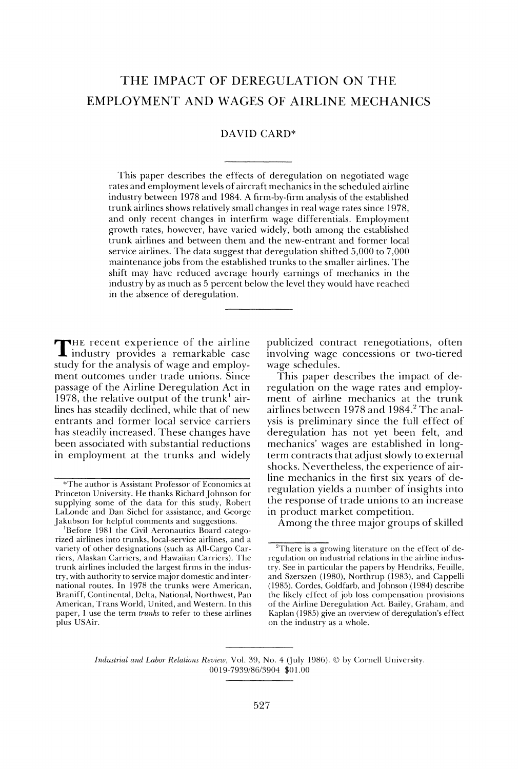# THE IMPACT OF DEREGULATION ON THE EMPLOYMENT AND WAGES OF AIRLINE MECHANICS

DAVID CARD*

This paper describes the effects of deregulation on negotiated wage rates and employment levels of aircraft mechanics in the scheduled airline industry between 1978 and 1984. A firm-by-firm analysis of the established trunk airlines shows relatively small changes in real wage rates since 1978, and only recent changes in interfirm wage differentials. Employment growth rates, however, have varied widely, both among the established trunk airlines and between them and the new-entrant and former local service airlines. The data suggest that deregulation shifted 5,000 to 7,000 maintenance jobs from the established trunks to the smaller airlines. The shift may have reduced average hourly earnings of mechanics in the industry by as much as 5 percent below the level they would have reached in the absence of deregulation.

---

THE recent experience of the airline industry provides a remarkable case study for the analysis of wage and employment outcomes under trade unions. Since passage of the Airline Deregulation Act in 1978, the relative output of the trunk[1] airlines has steadily declined, while that of new entrants and former local service carriers has steadily increased. These changes have been associated with substantial reductions in employment at the trunks and widely publicized contract renegotiations, often involving wage concessions or two-tiered wage schedules.

This paper describes the impact of deregulation on the wage rates and employment of airline mechanics at the trunk airlines between 1978 and 1984.[2] The analysis is preliminary since the full effect of deregulation has not yet been felt, and mechanics' wages are established in long-term contracts that adjust slowly to external shocks. Nevertheless, the experience of airline mechanics in the first six years of deregulation yields a number of insights into the response of trade unions to an increase in product market competition.

Among the three major groups of skilled

---

*The author is Assistant Professor of Economics at Princeton University. He thanks Richard Johnson for supplying some of the data for this study, Robert LaLonde and Dan Sichel for assistance, and George Jakubson for helpful comments and suggestions.

[1]Before 1981 the Civil Aeronautics Board categorized airlines into trunks, local-service airlines, and a variety of other designations (such as All-Cargo Carriers, Alaskan Carriers, and Hawaiian Carriers). The trunk airlines included the largest firms in the industry, with authority to service major domestic and international routes. In 1978 the trunks were American, Braniff, Continental, Delta, National, Northwest, Pan American, Trans World, United, and Western. In this paper, I use the term *trunks* to refer to these airlines plus USAir.

[2]There is a growing literature on the effect of deregulation on industrial relations in the airline industry. See in particular the papers by Hendriks, Feuille, and Szerszen (1980), Northrup (1983), and Cappelli (1985). Cordes, Goldfarb, and Johnson (1984) describe the likely effect of job loss compensation provisions of the Airline Deregulation Act. Bailey, Graham, and Kaplan (1985) give an overview of deregulation's effect on the industry as a whole.

*Industrial and Labor Relations Review*, Vol. 39, No. 4 (July 1986). © by Cornell University. 0019-7939/86/3904 $01.00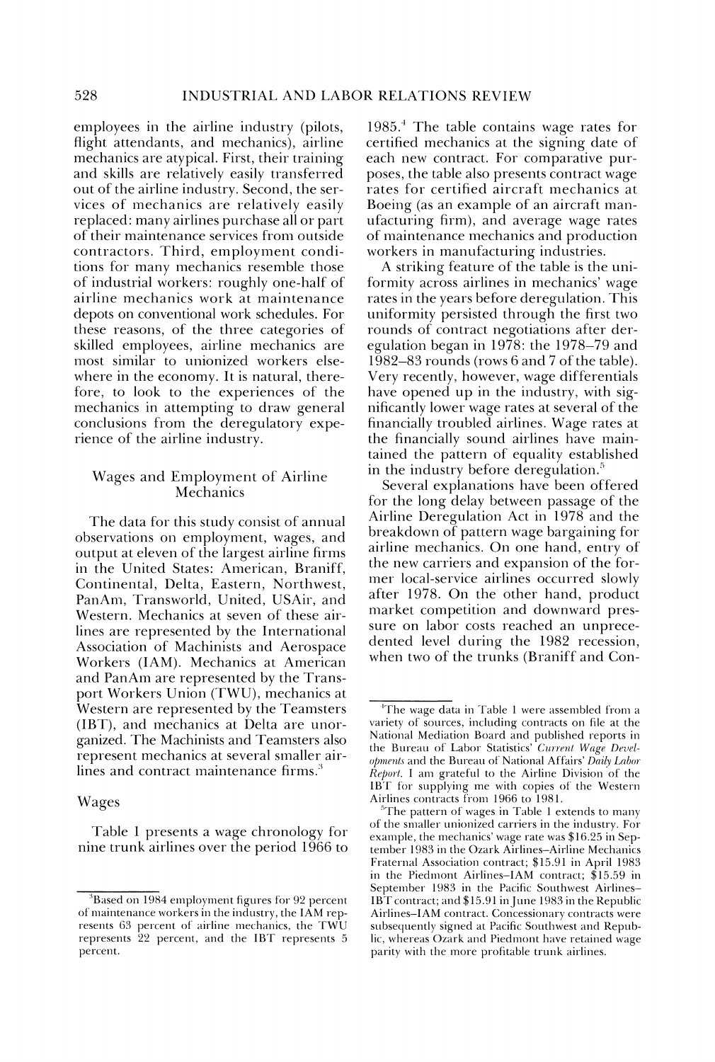employees in the airline industry (pilots, flight attendants, and mechanics), airline mechanics are atypical. First, their training and skills are relatively easily transferred out of the airline industry. Second, the services of mechanics are relatively easily replaced: many airlines purchase all or part of their maintenance services from outside contractors. Third, employment conditions for many mechanics resemble those of industrial workers: roughly one-half of airline mechanics work at maintenance depots on conventional work schedules. For these reasons, of the three categories of skilled employees, airline mechanics are most similar to unionized workers elsewhere in the economy. It is natural, therefore, to look to the experiences of the mechanics in attempting to draw general conclusions from the deregulatory experience of the airline industry.

## Wages and Employment of Airline Mechanics

The data for this study consist of annual observations on employment, wages, and output at eleven of the largest airline firms in the United States: American, Braniff, Continental, Delta, Eastern, Northwest, PanAm, Transworld, United, USAir, and Western. Mechanics at seven of these airlines are represented by the International Association of Machinists and Aerospace Workers (IAM). Mechanics at American and PanAm are represented by the Transport Workers Union (TWU), mechanics at Western are represented by the Teamsters (IBT), and mechanics at Delta are unorganized. The Machinists and Teamsters also represent mechanics at several smaller airlines and contract maintenance firms.[3]

### Wages

Table 1 presents a wage chronology for nine trunk airlines over the period 1966 to 1985.[4] The table contains wage rates for certified mechanics at the signing date of each new contract. For comparative purposes, the table also presents contract wage rates for certified aircraft mechanics at Boeing (as an example of an aircraft manufacturing firm), and average wage rates of maintenance mechanics and production workers in manufacturing industries.

A striking feature of the table is the uniformity across airlines in mechanics' wage rates in the years before deregulation. This uniformity persisted through the first two rounds of contract negotiations after deregulation began in 1978: the 1978–79 and 1982–83 rounds (rows 6 and 7 of the table). Very recently, however, wage differentials have opened up in the industry, with significantly lower wage rates at several of the financially troubled airlines. Wage rates at the financially sound airlines have maintained the pattern of equality established in the industry before deregulation.[5]

Several explanations have been offered for the long delay between passage of the Airline Deregulation Act in 1978 and the breakdown of pattern wage bargaining for airline mechanics. On one hand, entry of the new carriers and expansion of the former local-service airlines occurred slowly after 1978. On the other hand, product market competition and downward pressure on labor costs reached an unprecedented level during the 1982 recession, when two of the trunks (Braniff and Con-

---

[3]Based on 1984 employment figures for 92 percent of maintenance workers in the industry, the IAM represents 63 percent of airline mechanics, the TWU represents 22 percent, and the IBT represents 5 percent.

[4]The wage data in Table 1 were assembled from a variety of sources, including contracts on file at the National Mediation Board and published reports in the Bureau of Labor Statistics' *Current Wage Developments* and the Bureau of National Affairs' *Daily Labor Report*. I am grateful to the Airline Division of the IBT for supplying me with copies of the Western Airlines contracts from 1966 to 1981.

[5]The pattern of wages in Table 1 extends to many of the smaller unionized carriers in the industry. For example, the mechanics' wage rate was $16.25 in September 1983 in the Ozark Airlines–Airline Mechanics Fraternal Association contract; $15.91 in April 1983 in the Piedmont Airlines–IAM contract; $15.59 in September 1983 in the Pacific Southwest Airlines–IBT contract; and $15.91 in June 1983 in the Republic Airlines–IAM contract. Concessionary contracts were subsequently signed at Pacific Southwest and Republic, whereas Ozark and Piedmont have retained wage parity with the more profitable trunk airlines.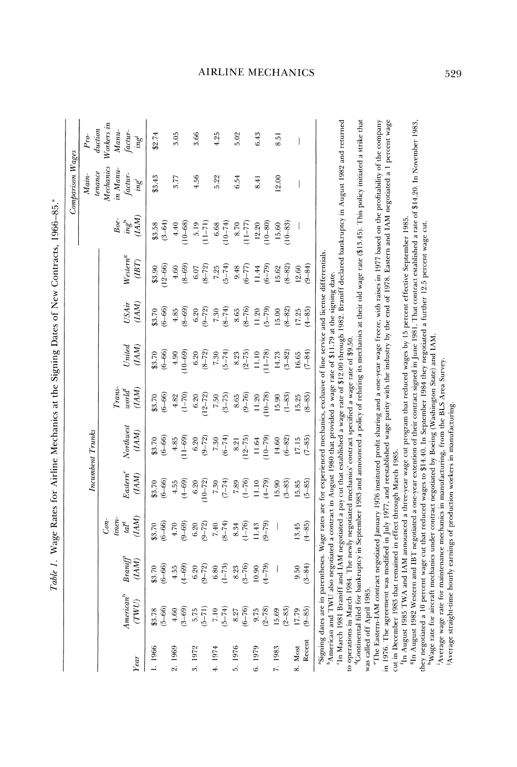Table 1. Wage Rates for Airline Mechanics at the Signing Dates of New Contracts, 1966–85.[a]

| | Incumbent Trunks | | | | | | | | | Comparison Wages | | |
|---|---|---|---|---|---|---|---|---|---|---|---|---|
| Year | American[b] (TWU) | Braniff[c] (IAM) | Continental[d] (IAM) | Eastern[e] (IAM) | Northwest (IAM) | Transworld[f] (IAM) | United (IAM) | USAir (IAM) | Western[g] (IBT) | Boeing[h] (IAM) | Maintenance Mechanics in Manufacturing[i] | Production Workers in Manufacturing[j] |
| 1. 1966 | $3.78 (5–66) | $3.70 (6–66) | $3.70 (6–66) | $3.70 (6–66) | $3.70 (6–66) | $3.70 (6–66) | $3.70 (6–66) | $3.70 (6–66) | $3.90 (12–66) | $3.58 (3–64) | $3.43 | $2.74 |
| 2. 1969 | 4.60 (3–69) | 4.55 (4–69) | 4.70 (9–69) | 4.55 (4–69) | 4.85 (11–69) | 4.82 (1–70) | 4.90 (10–69) | 4.85 (8–69) | 4.60 (8–69) | 4.40 (10–68) | 3.77 | 3.05 |
| 3. 1972 | 5.75 (5–71) | 6.20 (9–72) | 6.20 (9–72) | 6.20 (10–72) | 6.20 (9–72) | 6.20 (12–72) | 6.20 (8–72) | 6.20 (9–72) | 6.07 (8–72) | 5.19 (11–71) | 4.56 | 3.66 |
| 4. 1974 | 7.10 (5–74) | 6.80 (1–73) | 7.40 (8–74) | 7.30 (7–74) | 7.30 (6–74) | 7.50 (3–75) | 7.30 (5–74) | 7.30 (8–74) | 7.25 (5–74) | 6.68 (10–74) | 5.22 | 4.25 |
| 5. 1976 | 8.27 (6–76) | 8.23 (3–76) | 8.34 (1–76) | 7.89 (1–76) | 8.21 (12–75) | 8.65 (9–76) | 8.23 (2–75) | 8.65 (8–76) | 9.48 (6–77) | 8.70 (11–77) | 6.54 | 5.02 |
| 6. 1979 | 9.75 (2–78) | 10.90 (4–79) | 11.43 (9–79) | 11.10 (4–79) | 11.64 (10–79) | 11.20 (10–78) | 11.10 (11–78) | 11.20 (5–79) | 11.44 (6–79) | 12.20 (10–80) | 8.41 | 6.43 |
| 7. 1983 | 15.69 (2–83) | — | — | 15.90 (3–83) | 14.60 (6–82) | 15.90 (1–83) | 14.73 (3–82) | 15.00 (8–82) | 15.62 (8–82) | 15.60 (10–83) | 12.00 | 8.51 |
| 8. Most Recent | 17.79 (9–85) | 9.50 (3–84) | 13.45 (4–85) | 15.85 (5–85) | 17.15 (7–85) | 15.25 (8–85) | 16.65 (7–84) | 17.25 (4–85) | 12.60 (9–84) | — | — | — |

[a]Signing dates are in parentheses. Wage rates are for experienced mechanics, exclusive of line service and license differentials.
[b]American and TWU also negotiated a contract in August 1980 that provided a wage rate of $11.79 at the signing date.
[c]In March 1981 Braniff and IAM negotiated a pay cut that established a wage rate of $12.00 through 1982. Braniff declared bankruptcy in August 1982 and returned to operations in March 1984. The newly negotiated mechanics' contract specified a wage rate of $9.50.
[d]Continental filed for bankruptcy in September 1983 and announced a policy of rehiring its mechanics at their old wage rate ($13.45). This policy initiated a strike that was called off April 1985.
[e]The Eastern-IAM contract negotiated January 1976 instituted profit sharing and a one-year wage freeze, with raises in 1977 based on the profitability of the company in 1976. The agreement was modified in July 1977, and reestablished wage parity with the industry by the end of 1978. Eastern and IAM negotiated a 1 percent wage cut in December 1983 that remained in effect through March 1985.
[f]In August 1985 TWA and IAM announced a three-year wage cut program that reduced wages by 15 percent effective September 1985.
[g]In August 1982 Western and IBT negotiated a one-year extension of their contract signed in June 1981. That contract established a rate of $14.20. In November 1983, they negotiated a 10 percent wage cut that reduced wages to $14.40. In September 1984 they negotiated a further 12.5 percent wage cut.
[h]Wage rate for aircraft mechanics under contract negotiated by Boeing (Washington State) and IAM.
[i]Average wage rate for maintenance mechanics in manufacturing, from the BLS Area Survey.
[j]Average straight-time hourly earnings of production workers in manufacturing.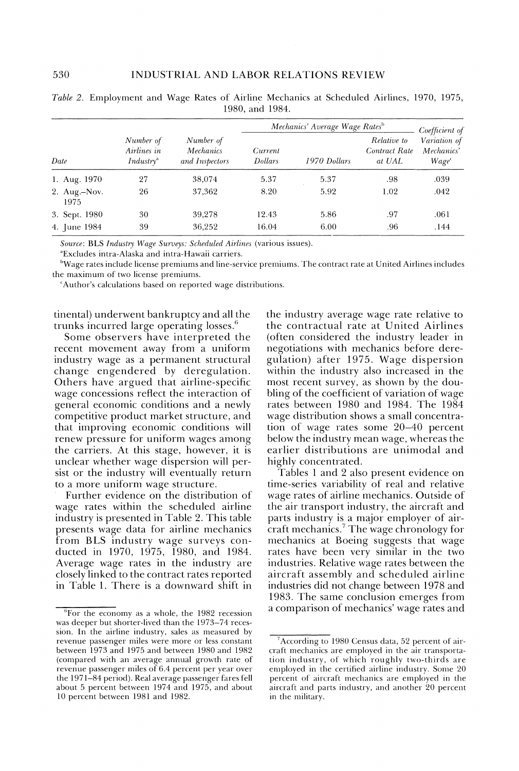*Table 2.* Employment and Wage Rates of Airline Mechanics at Scheduled Airlines, 1970, 1975, 1980, and 1984.

| Date | Number of Airlines in Industry[a] | Number of Mechanics and Inspectors | Mechanics' Average Wage Rates[b] | | | Coefficient of Variation of Mechanics' Wage[c] |
|---|---|---|---|---|---|---|
| | | | Current Dollars | 1970 Dollars | Relative to Contract Rate at UAL | |
| 1. Aug. 1970 | 27 | 38,074 | 5.37 | 5.37 | .98 | .039 |
| 2. Aug.–Nov. 1975 | 26 | 37,362 | 8.20 | 5.92 | 1.02 | .042 |
| 3. Sept. 1980 | 30 | 39,278 | 12.43 | 5.86 | .97 | .061 |
| 4. June 1984 | 39 | 36,252 | 16.04 | 6.00 | .96 | .144 |

*Source*: BLS *Industry Wage Surveys: Scheduled Airlines* (various issues).

[a]Excludes intra-Alaska and intra-Hawaii carriers.

[b]Wage rates include license premiums and line-service premiums. The contract rate at United Airlines includes the maximum of two license premiums.

[c]Author's calculations based on reported wage distributions.

tinental) underwent bankruptcy and all the trunks incurred large operating losses.[6]

Some observers have interpreted the recent movement away from a uniform industry wage as a permanent structural change engendered by deregulation. Others have argued that airline-specific wage concessions reflect the interaction of general economic conditions and a newly competitive product market structure, and that improving economic conditions will renew pressure for uniform wages among the carriers. At this stage, however, it is unclear whether wage dispersion will persist or the industry will eventually return to a more uniform wage structure.

Further evidence on the distribution of wage rates within the scheduled airline industry is presented in Table 2. This table presents wage data for airline mechanics from BLS industry wage surveys conducted in 1970, 1975, 1980, and 1984. Average wage rates in the industry are closely linked to the contract rates reported in Table 1. There is a downward shift in the industry average wage rate relative to the contractual rate at United Airlines (often considered the industry leader in negotiations with mechanics before deregulation) after 1975. Wage dispersion within the industry also increased in the most recent survey, as shown by the doubling of the coefficient of variation of wage rates between 1980 and 1984. The 1984 wage distribution shows a small concentration of wage rates some 20–40 percent below the industry mean wage, whereas the earlier distributions are unimodal and highly concentrated.

Tables 1 and 2 also present evidence on time-series variability of real and relative wage rates of airline mechanics. Outside of the air transport industry, the aircraft and parts industry is a major employer of aircraft mechanics.[7] The wage chronology for mechanics at Boeing suggests that wage rates have been very similar in the two industries. Relative wage rates between the aircraft assembly and scheduled airline industries did not change between 1978 and 1983. The same conclusion emerges from a comparison of mechanics' wage rates and

[6]For the economy as a whole, the 1982 recession was deeper but shorter-lived than the 1973–74 recession. In the airline industry, sales as measured by revenue passenger miles were more or less constant between 1973 and 1975 and between 1980 and 1982 (compared with an average annual growth rate of revenue passenger miles of 6.4 percent per year over the 1971–84 period). Real average passenger fares fell about 5 percent between 1974 and 1975, and about 10 percent between 1981 and 1982.

[7]According to 1980 Census data, 52 percent of aircraft mechanics are employed in the air transportation industry, of which roughly two-thirds are employed in the certified airline industry. Some 20 percent of aircraft mechanics are employed in the aircraft and parts industry, and another 20 percent in the military.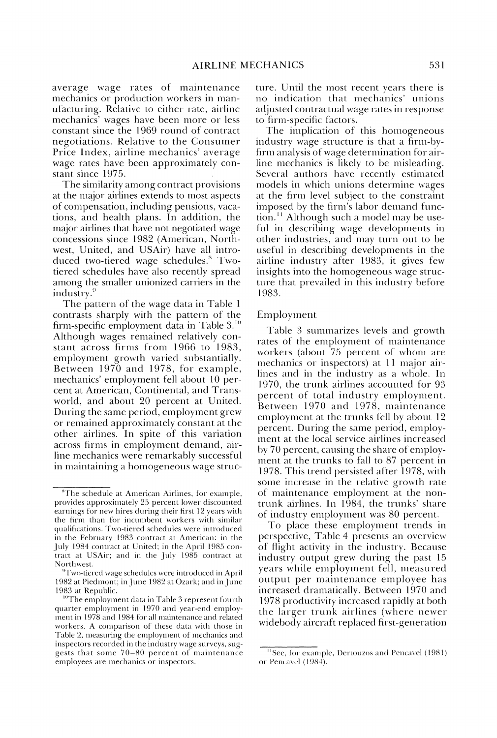average wage rates of maintenance mechanics or production workers in manufacturing. Relative to either rate, airline mechanics' wages have been more or less constant since the 1969 round of contract negotiations. Relative to the Consumer Price Index, airline mechanics' average wage rates have been approximately constant since 1975.

The similarity among contract provisions at the major airlines extends to most aspects of compensation, including pensions, vacations, and health plans. In addition, the major airlines that have not negotiated wage concessions since 1982 (American, Northwest, United, and USAir) have all introduced two-tiered wage schedules.[8] Two-tiered schedules have also recently spread among the smaller unionized carriers in the industry.[9]

The pattern of the wage data in Table 1 contrasts sharply with the pattern of the firm-specific employment data in Table 3.[10] Although wages remained relatively constant across firms from 1966 to 1983, employment growth varied substantially. Between 1970 and 1978, for example, mechanics' employment fell about 10 percent at American, Continental, and Transworld, and about 20 percent at United. During the same period, employment grew or remained approximately constant at the other airlines. In spite of this variation across firms in employment demand, airline mechanics were remarkably successful in maintaining a homogeneous wage structure. Until the most recent years there is no indication that mechanics' unions adjusted contractual wage rates in response to firm-specific factors.

The implication of this homogeneous industry wage structure is that a firm-by-firm analysis of wage determination for airline mechanics is likely to be misleading. Several authors have recently estimated models in which unions determine wages at the firm level subject to the constraint imposed by the firm's labor demand function.[11] Although such a model may be useful in describing wage developments in other industries, and may turn out to be useful in describing developments in the airline industry after 1983, it gives few insights into the homogeneous wage structure that prevailed in this industry before 1983.

## Employment

Table 3 summarizes levels and growth rates of the employment of maintenance workers (about 75 percent of whom are mechanics or inspectors) at 11 major airlines and in the industry as a whole. In 1970, the trunk airlines accounted for 93 percent of total industry employment. Between 1970 and 1978, maintenance employment at the trunks fell by about 12 percent. During the same period, employment at the local service airlines increased by 70 percent, causing the share of employment at the trunks to fall to 87 percent in 1978. This trend persisted after 1978, with some increase in the relative growth rate of maintenance employment at the non-trunk airlines. In 1984, the trunks' share of industry employment was 80 percent.

To place these employment trends in perspective, Table 4 presents an overview of flight activity in the industry. Because industry output grew during the past 15 years while employment fell, measured output per maintenance employee has increased dramatically. Between 1970 and 1978 productivity increased rapidly at both the larger trunk airlines (where newer widebody aircraft replaced first-generation

---

[8] The schedule at American Airlines, for example, provides approximately 25 percent lower discounted earnings for new hires during their first 12 years with the firm than for incumbent workers with similar qualifications. Two-tiered schedules were introduced in the February 1983 contract at American; in the July 1984 contract at United; in the April 1985 contract at USAir; and in the July 1985 contract at Northwest.

[9] Two-tiered wage schedules were introduced in April 1982 at Piedmont; in June 1982 at Ozark; and in June 1983 at Republic.

[10] The employment data in Table 3 represent fourth quarter employment in 1970 and year-end employment in 1978 and 1984 for all maintenance and related workers. A comparison of these data with those in Table 2, measuring the employment of mechanics and inspectors recorded in the industry wage surveys, suggests that some 70–80 percent of maintenance employees are mechanics or inspectors.

[11] See, for example, Dertouzos and Pencavel (1981) or Pencavel (1984).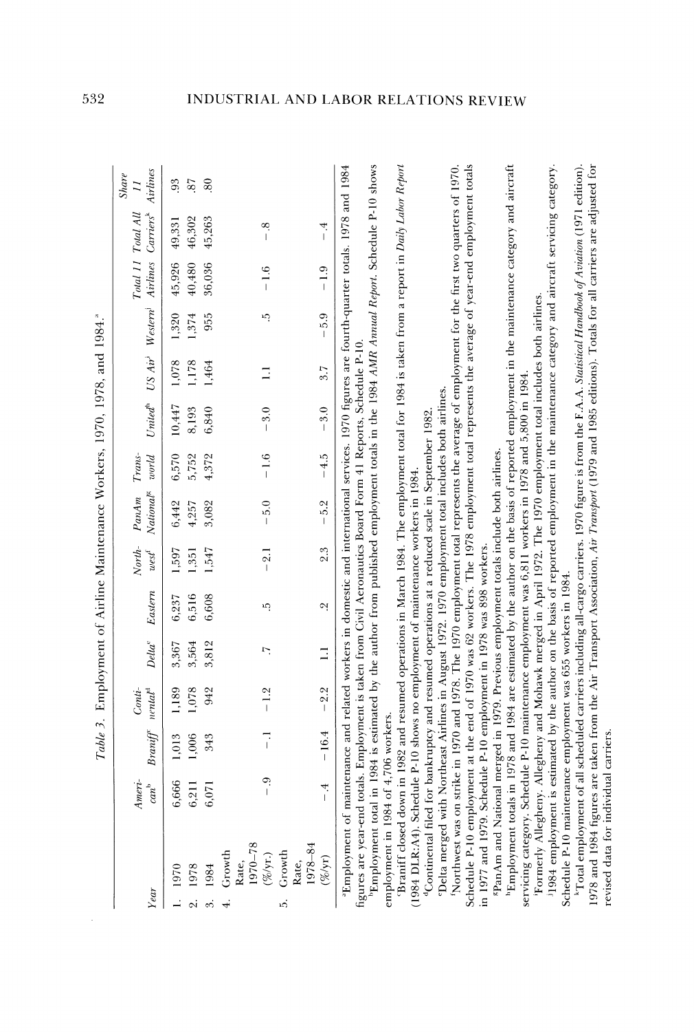*Table 3.* Employment of Airline Maintenance Workers, 1970, 1978, and 1984.[a]

| Year | American[b] | Braniff[c] | Continental[d] | Delta[e] | Eastern | Northwest[f] | PanAm National[g] | Transworld | United[h] | US Air[i] | Western[j] | Total 11 Airlines | Total All Carriers[k] | Share 11 Airlines |
|---|---|---|---|---|---|---|---|---|---|---|---|---|---|---|
| 1. 1970 | 6,666 | 1,013 | 1,189 | 3,367 | 6,237 | 1,597 | 6,442 | 6,570 | 10,447 | 1,078 | 1,320 | 45,926 | 49,331 | .93 |
| 2. 1978 | 6,211 | 1,006 | 1,078 | 3,564 | 6,516 | 1,351 | 4,257 | 5,752 | 8,193 | 1,178 | 1,374 | 40,480 | 46,302 | .87 |
| 3. 1984 | 6,071 | 343 | 942 | 3,812 | 6,608 | 1,547 | 3,082 | 4,372 | 6,840 | 1,464 | 955 | 36,036 | 45,263 | .80 |
| 4. Growth Rate, 1970–78 (%/yr.) | −.9 | −.1 | −1.2 | .7 | .5 | −2.1 | −5.0 | −1.6 | −3.0 | 1.1 | .5 | −1.6 | −.8 | |
| 5. Growth Rate, 1978–84 (%/yr) | −.4 | −16.4 | −2.2 | 1.1 | .2 | 2.3 | −5.2 | −4.5 | −3.0 | 3.7 | −5.9 | −1.9 | −.4 | |

[a]Employment of maintenance and related workers in domestic and international services. 1970 figures are fourth-quarter totals. 1978 and 1984 figures are year-end totals. Employment is taken from Civil Aeronautics Board Form 41 Reports, Schedule P-10.

[b]Employment total in 1984 is estimated by the author from published employment totals in the 1984 *AMR Annual Report*. Schedule P-10 shows employment in 1984 of 4,706 workers.

[c]Braniff closed down in 1982 and resumed operations in March 1984. The employment total for 1984 is taken from a report in *Daily Labor Report* (1984 DLR:A4). Schedule P-10 shows no employment of maintenance workers in 1984.

[d]Continental filed for bankruptcy and resumed operations at a reduced scale in September 1982.

[e]Delta merged with Northeast Airlines in August 1972. 1970 employment total includes both airlines.

[f]Northwest was on strike in 1970 and 1978. The 1970 employment total represents the average of employment for the first two quarters of 1970. Schedule P-10 employment at the end of 1970 was 62 workers. The 1978 employment total represents the average of year-end employment totals in 1977 and 1979. Schedule P-10 employment in 1978 was 898 workers.

[g]PanAm and National merged in 1979. Previous employment totals include both airlines.

[h]Employment totals in 1978 and 1984 are estimated by the author on the basis of reported employment in the maintenance category and aircraft servicing category. Schedule P-10 maintenance employment was 6,811 workers in 1978 and 5,800 in 1984.

[i]Formerly Allegheny. Allegheny and Mohawk merged in April 1972. The 1970 employment total includes both airlines.

[j]1984 employment is estimated by the author on the basis of reported employment in the maintenance category and aircraft servicing category. Schedule P-10 maintenance employment was 655 workers in 1984.

[k]Total employment of all scheduled carriers including all-cargo carriers. 1970 figure is from the F.A.A. *Statistical Handbook of Aviation* (1971 edition). 1978 and 1984 figures are taken from the Air Transport Association, *Air Transport* (1979 and 1985 editions). Totals for all carriers are adjusted for revised data for individual carriers.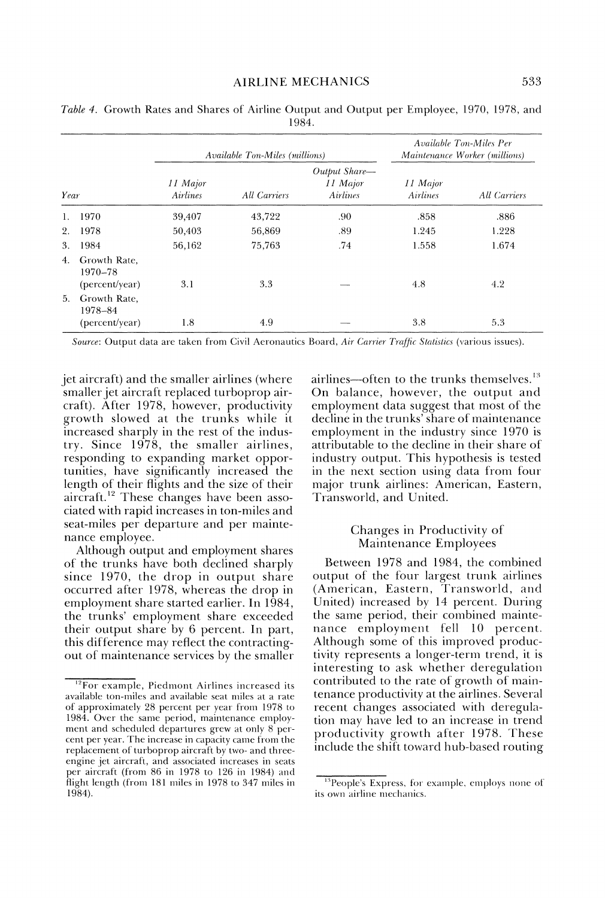*Table 4.* Growth Rates and Shares of Airline Output and Output per Employee, 1970, 1978, and 1984.

| | Available Ton-Miles (millions) | | | Available Ton-Miles Per Maintenance Worker (millions) | |
|---|---|---|---|---|---|
| Year | 11 Major Airlines | All Carriers | Output Share—11 Major Airlines | 11 Major Airlines | All Carriers |
| 1. 1970 | 39,407 | 43,722 | .90 | .858 | .886 |
| 2. 1978 | 50,403 | 56,869 | .89 | 1.245 | 1.228 |
| 3. 1984 | 56,162 | 75,763 | .74 | 1.558 | 1.674 |
| 4. Growth Rate, 1970–78 (percent/year) | 3.1 | 3.3 | — | 4.8 | 4.2 |
| 5. Growth Rate, 1978–84 (percent/year) | 1.8 | 4.9 | — | 3.8 | 5.3 |

*Source*: Output data are taken from Civil Aeronautics Board, *Air Carrier Traffic Statistics* (various issues).

jet aircraft) and the smaller airlines (where smaller jet aircraft replaced turboprop aircraft). After 1978, however, productivity growth slowed at the trunks while it increased sharply in the rest of the industry. Since 1978, the smaller airlines, responding to expanding market opportunities, have significantly increased the length of their flights and the size of their aircraft.[12] These changes have been associated with rapid increases in ton-miles and seat-miles per departure and per maintenance employee.

Although output and employment shares of the trunks have both declined sharply since 1970, the drop in output share occurred after 1978, whereas the drop in employment share started earlier. In 1984, the trunks' employment share exceeded their output share by 6 percent. In part, this difference may reflect the contracting-out of maintenance services by the smaller airlines—often to the trunks themselves.[13] On balance, however, the output and employment data suggest that most of the decline in the trunks' share of maintenance employment in the industry since 1970 is attributable to the decline in their share of industry output. This hypothesis is tested in the next section using data from four major trunk airlines: American, Eastern, Transworld, and United.

## Changes in Productivity of Maintenance Employees

Between 1978 and 1984, the combined output of the four largest trunk airlines (American, Eastern, Transworld, and United) increased by 14 percent. During the same period, their combined maintenance employment fell 10 percent. Although some of this improved productivity represents a longer-term trend, it is interesting to ask whether deregulation contributed to the rate of growth of maintenance productivity at the airlines. Several recent changes associated with deregulation may have led to an increase in trend productivity growth after 1978. These include the shift toward hub-based routing

---

[12] For example, Piedmont Airlines increased its available ton-miles and available seat miles at a rate of approximately 28 percent per year from 1978 to 1984. Over the same period, maintenance employment and scheduled departures grew at only 8 percent per year. The increase in capacity came from the replacement of turboprop aircraft by two- and three-engine jet aircraft, and associated increases in seats per aircraft (from 86 in 1978 to 126 in 1984) and flight length (from 181 miles in 1978 to 347 miles in 1984).

[13] People's Express, for example, employs none of its own airline mechanics.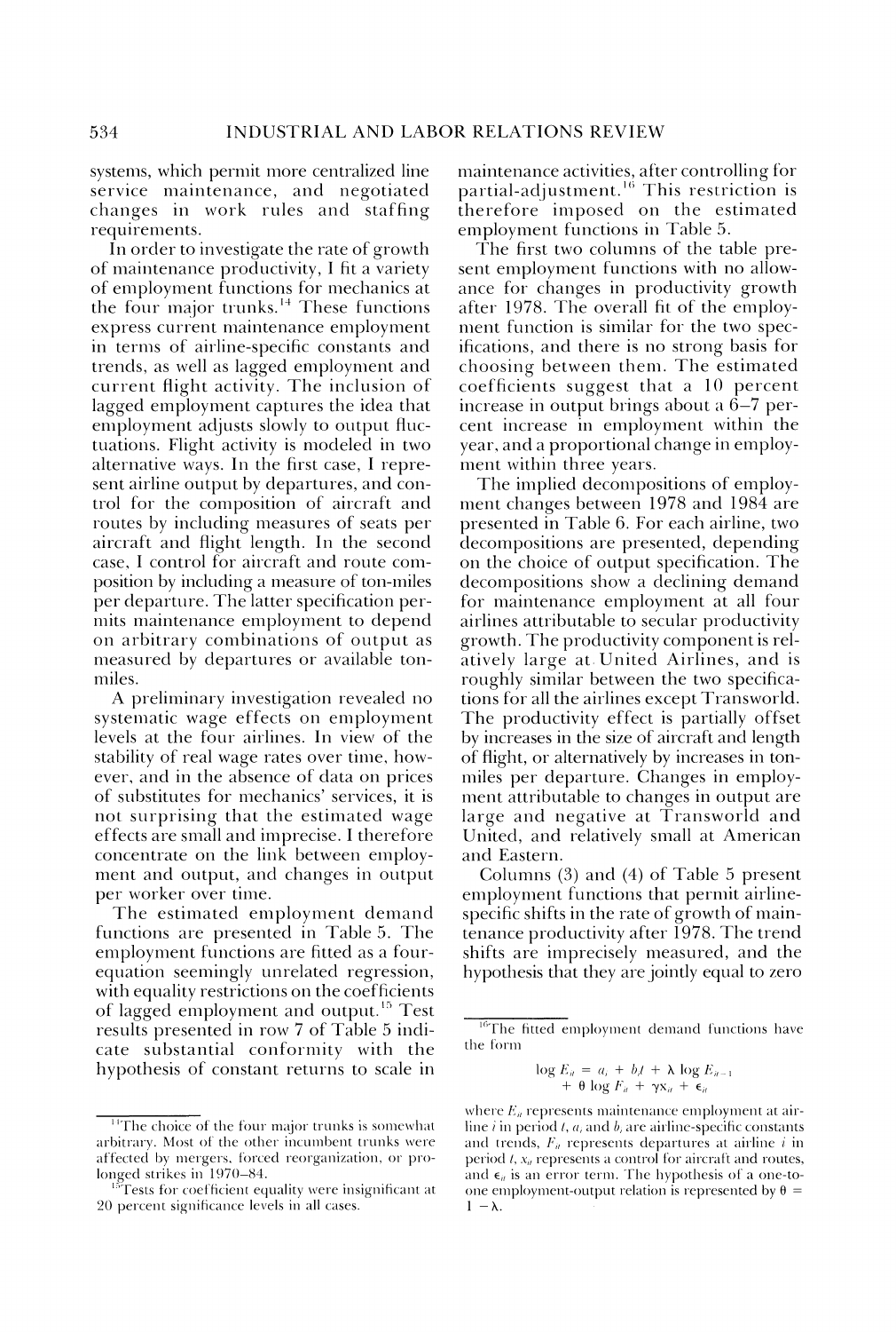systems, which permit more centralized line service maintenance, and negotiated changes in work rules and staffing requirements.

In order to investigate the rate of growth of maintenance productivity, I fit a variety of employment functions for mechanics at the four major trunks.[14] These functions express current maintenance employment in terms of airline-specific constants and trends, as well as lagged employment and current flight activity. The inclusion of lagged employment captures the idea that employment adjusts slowly to output fluctuations. Flight activity is modeled in two alternative ways. In the first case, I represent airline output by departures, and control for the composition of aircraft and routes by including measures of seats per aircraft and flight length. In the second case, I control for aircraft and route composition by including a measure of ton-miles per departure. The latter specification permits maintenance employment to depend on arbitrary combinations of output as measured by departures or available ton-miles.

A preliminary investigation revealed no systematic wage effects on employment levels at the four airlines. In view of the stability of real wage rates over time, however, and in the absence of data on prices of substitutes for mechanics' services, it is not surprising that the estimated wage effects are small and imprecise. I therefore concentrate on the link between employment and output, and changes in output per worker over time.

The estimated employment demand functions are presented in Table 5. The employment functions are fitted as a four-equation seemingly unrelated regression, with equality restrictions on the coefficients of lagged employment and output.[15] Test results presented in row 7 of Table 5 indicate substantial conformity with the hypothesis of constant returns to scale in maintenance activities, after controlling for partial-adjustment.[16] This restriction is therefore imposed on the estimated employment functions in Table 5.

The first two columns of the table present employment functions with no allowance for changes in productivity growth after 1978. The overall fit of the employment function is similar for the two specifications, and there is no strong basis for choosing between them. The estimated coefficients suggest that a 10 percent increase in output brings about a 6–7 percent increase in employment within the year, and a proportional change in employment within three years.

The implied decompositions of employment changes between 1978 and 1984 are presented in Table 6. For each airline, two decompositions are presented, depending on the choice of output specification. The decompositions show a declining demand for maintenance employment at all four airlines attributable to secular productivity growth. The productivity component is relatively large at United Airlines, and is roughly similar between the two specifications for all the airlines except Transworld. The productivity effect is partially offset by increases in the size of aircraft and length of flight, or alternatively by increases in ton-miles per departure. Changes in employment attributable to changes in output are large and negative at Transworld and United, and relatively small at American and Eastern.

Columns (3) and (4) of Table 5 present employment functions that permit airline-specific shifts in the rate of growth of maintenance productivity after 1978. The trend shifts are imprecisely measured, and the hypothesis that they are jointly equal to zero

---

[14] The choice of the four major trunks is somewhat arbitrary. Most of the other incumbent trunks were affected by mergers, forced reorganization, or prolonged strikes in 1970–84.

[15] Tests for coefficient equality were insignificant at 20 percent significance levels in all cases.

[16] The fitted employment demand functions have the form

$$\log E_{it} = a_i + b_i t + \lambda \log E_{it-1} + \theta \log F_{it} + \gamma x_{it} + \epsilon_{it}$$

where $E_{it}$ represents maintenance employment at airline $i$ in period $t$, $a_i$ and $b_i$ are airline-specific constants and trends, $F_{it}$ represents departures at airline $i$ in period $t$, $x_{it}$ represents a control for aircraft and routes, and $\epsilon_{it}$ is an error term. The hypothesis of a one-to-one employment-output relation is represented by $\theta = 1 - \lambda$.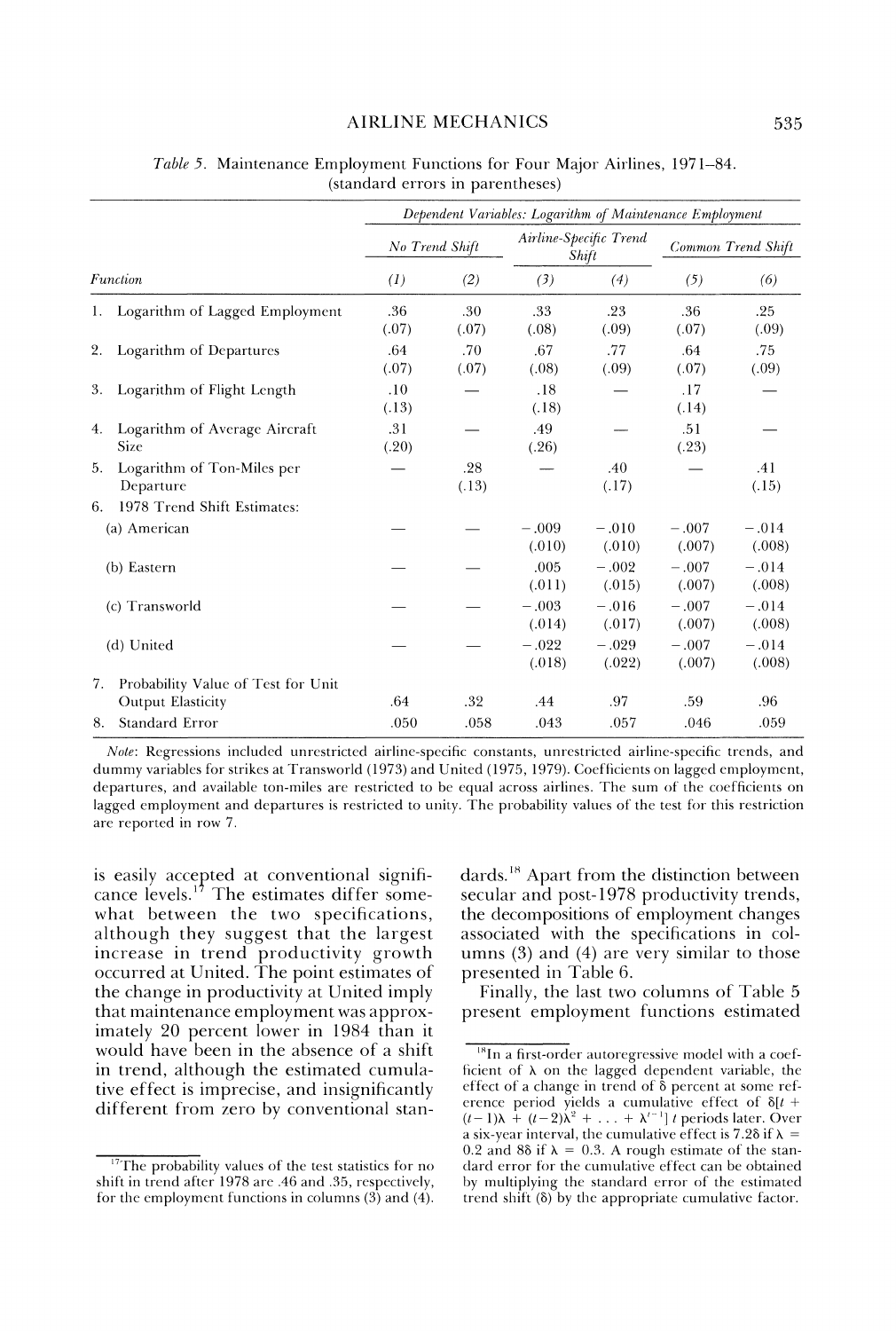Table 5. Maintenance Employment Functions for Four Major Airlines, 1971–84. (standard errors in parentheses)

| Function | Dependent Variables: Logarithm of Maintenance Employment | | | | | |
|---|---|---|---|---|---|---|
| | No Trend Shift | | Airline-Specific Trend Shift | | Common Trend Shift | |
| | (1) | (2) | (3) | (4) | (5) | (6) |
| 1. Logarithm of Lagged Employment | .36 (.07) | .30 (.07) | .33 (.08) | .23 (.09) | .36 (.07) | .25 (.09) |
| 2. Logarithm of Departures | .64 (.07) | .70 (.07) | .67 (.08) | .77 (.09) | .64 (.07) | .75 (.09) |
| 3. Logarithm of Flight Length | .10 (.13) | — | .18 (.18) | — | .17 (.14) | — |
| 4. Logarithm of Average Aircraft Size | .31 (.20) | — | .49 (.26) | — | .51 (.23) | — |
| 5. Logarithm of Ton-Miles per Departure | — | .28 (.13) | — | .40 (.17) | — | .41 (.15) |
| 6. 1978 Trend Shift Estimates: | | | | | | |
| (a) American | — | — | −.009 (.010) | −.010 (.010) | −.007 (.007) | −.014 (.008) |
| (b) Eastern | — | — | .005 (.011) | −.002 (.015) | −.007 (.007) | −.014 (.008) |
| (c) Transworld | — | — | −.003 (.014) | −.016 (.017) | −.007 (.007) | −.014 (.008) |
| (d) United | — | — | −.022 (.018) | −.029 (.022) | −.007 (.007) | −.014 (.008) |
| 7. Probability Value of Test for Unit Output Elasticity | .64 | .32 | .44 | .97 | .59 | .96 |
| 8. Standard Error | .050 | .058 | .043 | .057 | .046 | .059 |

*Note*: Regressions included unrestricted airline-specific constants, unrestricted airline-specific trends, and dummy variables for strikes at Transworld (1973) and United (1975, 1979). Coefficients on lagged employment, departures, and available ton-miles are restricted to be equal across airlines. The sum of the coefficients on lagged employment and departures is restricted to unity. The probability values of the test for this restriction are reported in row 7.

is easily accepted at conventional significance levels.[17] The estimates differ somewhat between the two specifications, although they suggest that the largest increase in trend productivity growth occurred at United. The point estimates of the change in productivity at United imply that maintenance employment was approximately 20 percent lower in 1984 than it would have been in the absence of a shift in trend, although the estimated cumulative effect is imprecise, and insignificantly different from zero by conventional standards.[18] Apart from the distinction between secular and post-1978 productivity trends, the decompositions of employment changes associated with the specifications in columns (3) and (4) are very similar to those presented in Table 6.

Finally, the last two columns of Table 5 present employment functions estimated

[17] The probability values of the test statistics for no shift in trend after 1978 are .46 and .35, respectively, for the employment functions in columns (3) and (4).

[18] In a first-order autoregressive model with a coefficient of $\lambda$ on the lagged dependent variable, the effect of a change in trend of $\delta$ percent at some reference period yields a cumulative effect of $\delta[t + (t-1)\lambda + (t-2)\lambda^2 + \ldots + \lambda^{t-1}]$ $t$ periods later. Over a six-year interval, the cumulative effect is $7.2\delta$ if $\lambda = 0.2$ and $8\delta$ if $\lambda = 0.3$. A rough estimate of the standard error for the cumulative effect can be obtained by multiplying the standard error of the estimated trend shift ($\delta$) by the appropriate cumulative factor.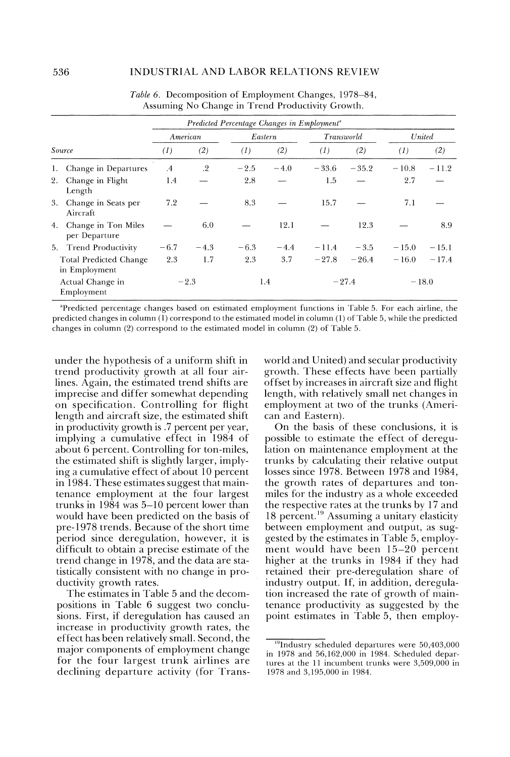Table 6. Decomposition of Employment Changes, 1978–84, Assuming No Change in Trend Productivity Growth.

| Source | Predicted Percentage Changes in Employment[a] | | | | | | | |
|---|---|---|---|---|---|---|---|---|
| | American | | Eastern | | Transworld | | United | |
| | (1) | (2) | (1) | (2) | (1) | (2) | (1) | (2) |
| 1. Change in Departures | .4 | .2 | −2.5 | −4.0 | −33.6 | −35.2 | −10.8 | −11.2 |
| 2. Change in Flight Length | 1.4 | — | 2.8 | — | 1.5 | — | 2.7 | — |
| 3. Change in Seats per Aircraft | 7.2 | — | 8.3 | — | 15.7 | — | 7.1 | — |
| 4. Change in Ton Miles per Departure | — | 6.0 | — | 12.1 | — | 12.3 | — | 8.9 |
| 5. Trend Productivity | −6.7 | −4.3 | −6.3 | −4.4 | −11.4 | −3.5 | −15.0 | −15.1 |
| Total Predicted Change in Employment | 2.3 | 1.7 | 2.3 | 3.7 | −27.8 | −26.4 | −16.0 | −17.4 |
| Actual Change in Employment | −2.3 | | 1.4 | | −27.4 | | −18.0 | |

[a]Predicted percentage changes based on estimated employment functions in Table 5. For each airline, the predicted changes in column (1) correspond to the estimated model in column (1) of Table 5, while the predicted changes in column (2) correspond to the estimated model in column (2) of Table 5.

under the hypothesis of a uniform shift in trend productivity growth at all four airlines. Again, the estimated trend shifts are imprecise and differ somewhat depending on specification. Controlling for flight length and aircraft size, the estimated shift in productivity growth is .7 percent per year, implying a cumulative effect in 1984 of about 6 percent. Controlling for ton-miles, the estimated shift is slightly larger, implying a cumulative effect of about 10 percent in 1984. These estimates suggest that maintenance employment at the four largest trunks in 1984 was 5–10 percent lower than would have been predicted on the basis of pre-1978 trends. Because of the short time period since deregulation, however, it is difficult to obtain a precise estimate of the trend change in 1978, and the data are statistically consistent with no change in productivity growth rates.

The estimates in Table 5 and the decompositions in Table 6 suggest two conclusions. First, if deregulation has caused an increase in productivity growth rates, the effect has been relatively small. Second, the major components of employment change for the four largest trunk airlines are declining departure activity (for Transworld and United) and secular productivity growth. These effects have been partially offset by increases in aircraft size and flight length, with relatively small net changes in employment at two of the trunks (American and Eastern).

On the basis of these conclusions, it is possible to estimate the effect of deregulation on maintenance employment at the trunks by calculating their relative output losses since 1978. Between 1978 and 1984, the growth rates of departures and ton-miles for the industry as a whole exceeded the respective rates at the trunks by 17 and 18 percent.[19] Assuming a unitary elasticity between employment and output, as suggested by the estimates in Table 5, employment would have been 15–20 percent higher at the trunks in 1984 if they had retained their pre-deregulation share of industry output. If, in addition, deregulation increased the rate of growth of maintenance productivity as suggested by the point estimates in Table 5, then employ-

[19]Industry scheduled departures were 50,403,000 in 1978 and 56,162,000 in 1984. Scheduled departures at the 11 incumbent trunks were 3,509,000 in 1978 and 3,195,000 in 1984.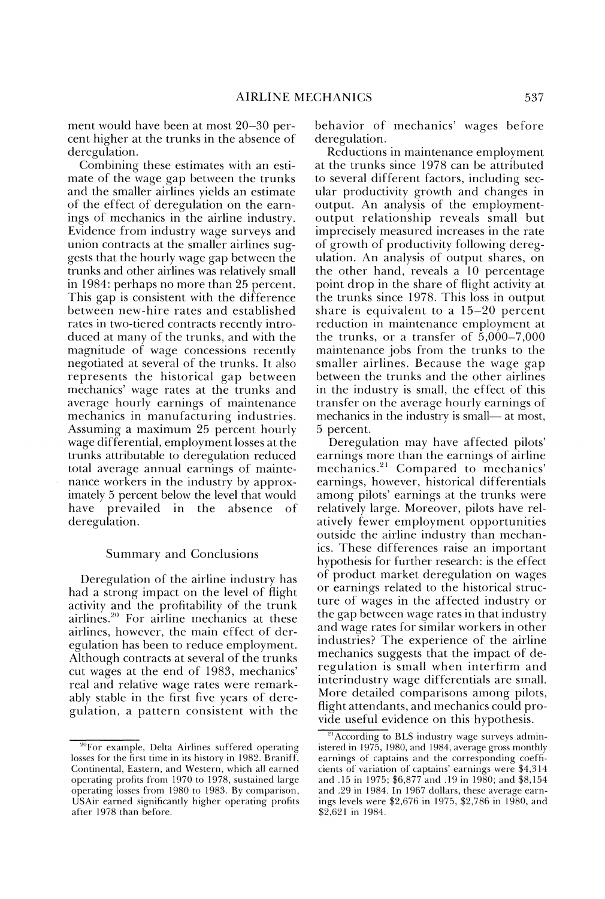ment would have been at most 20–30 percent higher at the trunks in the absence of deregulation.

Combining these estimates with an estimate of the wage gap between the trunks and the smaller airlines yields an estimate of the effect of deregulation on the earnings of mechanics in the airline industry. Evidence from industry wage surveys and union contracts at the smaller airlines suggests that the hourly wage gap between the trunks and other airlines was relatively small in 1984: perhaps no more than 25 percent. This gap is consistent with the difference between new-hire rates and established rates in two-tiered contracts recently introduced at many of the trunks, and with the magnitude of wage concessions recently negotiated at several of the trunks. It also represents the historical gap between mechanics' wage rates at the trunks and average hourly earnings of maintenance mechanics in manufacturing industries. Assuming a maximum 25 percent hourly wage differential, employment losses at the trunks attributable to deregulation reduced total average annual earnings of maintenance workers in the industry by approximately 5 percent below the level that would have prevailed in the absence of deregulation.

## Summary and Conclusions

Deregulation of the airline industry has had a strong impact on the level of flight activity and the profitability of the trunk airlines.[20] For airline mechanics at these airlines, however, the main effect of deregulation has been to reduce employment. Although contracts at several of the trunks cut wages at the end of 1983, mechanics' real and relative wage rates were remarkably stable in the first five years of deregulation, a pattern consistent with the behavior of mechanics' wages before deregulation.

Reductions in maintenance employment at the trunks since 1978 can be attributed to several different factors, including secular productivity growth and changes in output. An analysis of the employment-output relationship reveals small but imprecisely measured increases in the rate of growth of productivity following deregulation. An analysis of output shares, on the other hand, reveals a 10 percentage point drop in the share of flight activity at the trunks since 1978. This loss in output share is equivalent to a 15–20 percent reduction in maintenance employment at the trunks, or a transfer of 5,000–7,000 maintenance jobs from the trunks to the smaller airlines. Because the wage gap between the trunks and the other airlines in the industry is small, the effect of this transfer on the average hourly earnings of mechanics in the industry is small— at most, 5 percent.

Deregulation may have affected pilots' earnings more than the earnings of airline mechanics.[21] Compared to mechanics' earnings, however, historical differentials among pilots' earnings at the trunks were relatively large. Moreover, pilots have relatively fewer employment opportunities outside the airline industry than mechanics. These differences raise an important hypothesis for further research: is the effect of product market deregulation on wages or earnings related to the historical structure of wages in the affected industry or the gap between wage rates in that industry and wage rates for similar workers in other industries? The experience of the airline mechanics suggests that the impact of deregulation is small when interfirm and interindustry wage differentials are small. More detailed comparisons among pilots, flight attendants, and mechanics could provide useful evidence on this hypothesis.

---

[20] For example, Delta Airlines suffered operating losses for the first time in its history in 1982. Braniff, Continental, Eastern, and Western, which all earned operating profits from 1970 to 1978, sustained large operating losses from 1980 to 1983. By comparison, USAir earned significantly higher operating profits after 1978 than before.

[21] According to BLS industry wage surveys administered in 1975, 1980, and 1984, average gross monthly earnings of captains and the corresponding coefficients of variation of captains' earnings were $4,314 and .15 in 1975; $6,877 and .19 in 1980; and $8,154 and .29 in 1984. In 1967 dollars, these average earnings levels were $2,676 in 1975, $2,786 in 1980, and $2,621 in 1984.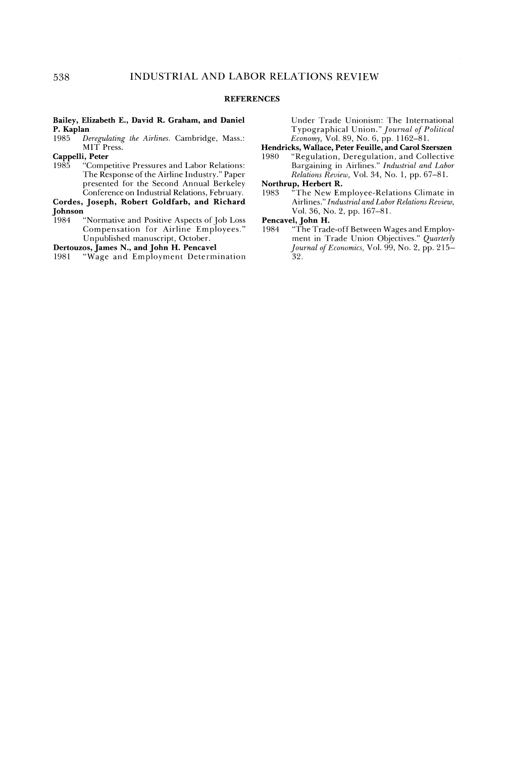## REFERENCES

**Bailey, Elizabeth E., David R. Graham, and Daniel P. Kaplan**
1985 *Deregulating the Airlines.* Cambridge, Mass.: MIT Press.

**Cappelli, Peter**
1985 "Competitive Pressures and Labor Relations: The Response of the Airline Industry." Paper presented for the Second Annual Berkeley Conference on Industrial Relations, February.

**Cordes, Joseph, Robert Goldfarb, and Richard Johnson**
1984 "Normative and Positive Aspects of Job Loss Compensation for Airline Employees." Unpublished manuscript, October.

**Dertouzos, James N., and John H. Pencavel**
1981 "Wage and Employment Determination Under Trade Unionism: The International Typographical Union." *Journal of Political Economy,* Vol. 89, No. 6, pp. 1162–81.

**Hendricks, Wallace, Peter Feuille, and Carol Szerszen**
1980 "Regulation, Deregulation, and Collective Bargaining in Airlines." *Industrial and Labor Relations Review,* Vol. 34, No. 1, pp. 67–81.

**Northrup, Herbert R.**
1983 "The New Employee-Relations Climate in Airlines." *Industrial and Labor Relations Review,* Vol. 36, No. 2, pp. 167–81.

**Pencavel, John H.**
1984 "The Trade-off Between Wages and Employment in Trade Union Objectives." *Quarterly Journal of Economics,* Vol. 99, No. 2, pp. 215–32.